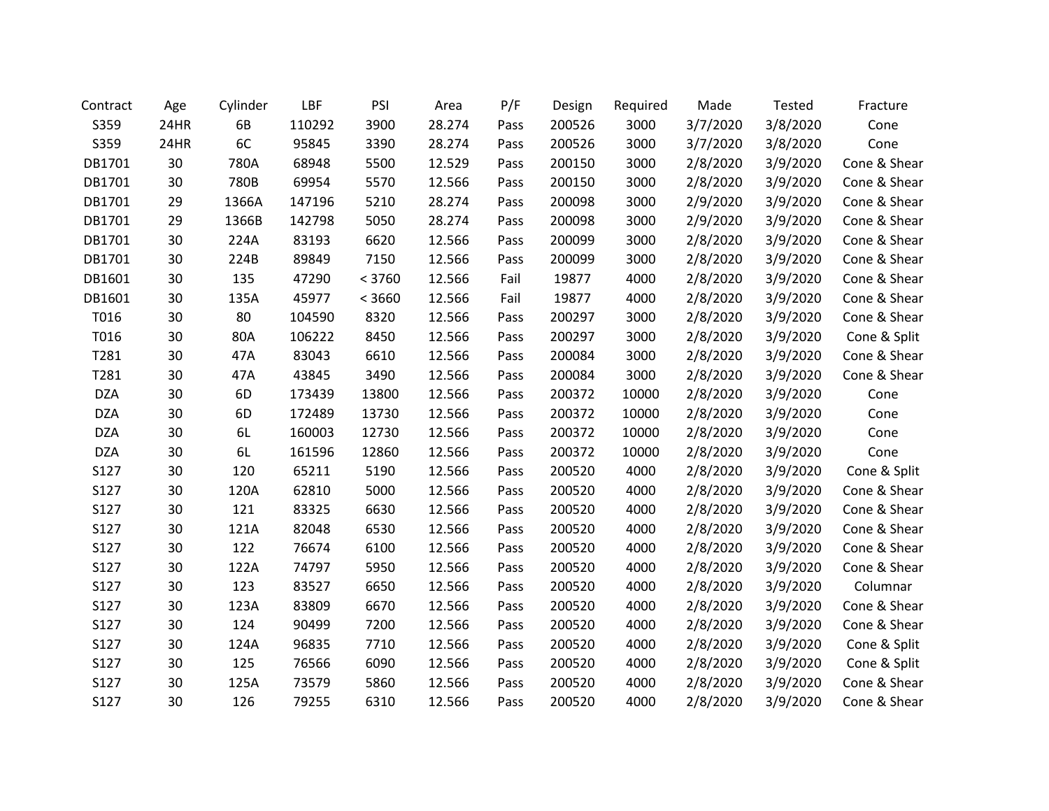| Contract | Age | Cylinder | LBF | PSI | Area | P/F | Design | Required | Made | Tested | Fracture |
|---|---|---|---|---|---|---|---|---|---|---|---|
| S359 | 24HR | 6B | 110292 | 3900 | 28.274 | Pass | 200526 | 3000 | 3/7/2020 | 3/8/2020 | Cone |
| S359 | 24HR | 6C | 95845 | 3390 | 28.274 | Pass | 200526 | 3000 | 3/7/2020 | 3/8/2020 | Cone |
| DB1701 | 30 | 780A | 68948 | 5500 | 12.529 | Pass | 200150 | 3000 | 2/8/2020 | 3/9/2020 | Cone & Shear |
| DB1701 | 30 | 780B | 69954 | 5570 | 12.566 | Pass | 200150 | 3000 | 2/8/2020 | 3/9/2020 | Cone & Shear |
| DB1701 | 29 | 1366A | 147196 | 5210 | 28.274 | Pass | 200098 | 3000 | 2/9/2020 | 3/9/2020 | Cone & Shear |
| DB1701 | 29 | 1366B | 142798 | 5050 | 28.274 | Pass | 200098 | 3000 | 2/9/2020 | 3/9/2020 | Cone & Shear |
| DB1701 | 30 | 224A | 83193 | 6620 | 12.566 | Pass | 200099 | 3000 | 2/8/2020 | 3/9/2020 | Cone & Shear |
| DB1701 | 30 | 224B | 89849 | 7150 | 12.566 | Pass | 200099 | 3000 | 2/8/2020 | 3/9/2020 | Cone & Shear |
| DB1601 | 30 | 135 | 47290 | < 3760 | 12.566 | Fail | 19877 | 4000 | 2/8/2020 | 3/9/2020 | Cone & Shear |
| DB1601 | 30 | 135A | 45977 | < 3660 | 12.566 | Fail | 19877 | 4000 | 2/8/2020 | 3/9/2020 | Cone & Shear |
| T016 | 30 | 80 | 104590 | 8320 | 12.566 | Pass | 200297 | 3000 | 2/8/2020 | 3/9/2020 | Cone & Shear |
| T016 | 30 | 80A | 106222 | 8450 | 12.566 | Pass | 200297 | 3000 | 2/8/2020 | 3/9/2020 | Cone & Split |
| T281 | 30 | 47A | 83043 | 6610 | 12.566 | Pass | 200084 | 3000 | 2/8/2020 | 3/9/2020 | Cone & Shear |
| T281 | 30 | 47A | 43845 | 3490 | 12.566 | Pass | 200084 | 3000 | 2/8/2020 | 3/9/2020 | Cone & Shear |
| DZA | 30 | 6D | 173439 | 13800 | 12.566 | Pass | 200372 | 10000 | 2/8/2020 | 3/9/2020 | Cone |
| DZA | 30 | 6D | 172489 | 13730 | 12.566 | Pass | 200372 | 10000 | 2/8/2020 | 3/9/2020 | Cone |
| DZA | 30 | 6L | 160003 | 12730 | 12.566 | Pass | 200372 | 10000 | 2/8/2020 | 3/9/2020 | Cone |
| DZA | 30 | 6L | 161596 | 12860 | 12.566 | Pass | 200372 | 10000 | 2/8/2020 | 3/9/2020 | Cone |
| S127 | 30 | 120 | 65211 | 5190 | 12.566 | Pass | 200520 | 4000 | 2/8/2020 | 3/9/2020 | Cone & Split |
| S127 | 30 | 120A | 62810 | 5000 | 12.566 | Pass | 200520 | 4000 | 2/8/2020 | 3/9/2020 | Cone & Shear |
| S127 | 30 | 121 | 83325 | 6630 | 12.566 | Pass | 200520 | 4000 | 2/8/2020 | 3/9/2020 | Cone & Shear |
| S127 | 30 | 121A | 82048 | 6530 | 12.566 | Pass | 200520 | 4000 | 2/8/2020 | 3/9/2020 | Cone & Shear |
| S127 | 30 | 122 | 76674 | 6100 | 12.566 | Pass | 200520 | 4000 | 2/8/2020 | 3/9/2020 | Cone & Shear |
| S127 | 30 | 122A | 74797 | 5950 | 12.566 | Pass | 200520 | 4000 | 2/8/2020 | 3/9/2020 | Cone & Shear |
| S127 | 30 | 123 | 83527 | 6650 | 12.566 | Pass | 200520 | 4000 | 2/8/2020 | 3/9/2020 | Columnar |
| S127 | 30 | 123A | 83809 | 6670 | 12.566 | Pass | 200520 | 4000 | 2/8/2020 | 3/9/2020 | Cone & Shear |
| S127 | 30 | 124 | 90499 | 7200 | 12.566 | Pass | 200520 | 4000 | 2/8/2020 | 3/9/2020 | Cone & Shear |
| S127 | 30 | 124A | 96835 | 7710 | 12.566 | Pass | 200520 | 4000 | 2/8/2020 | 3/9/2020 | Cone & Split |
| S127 | 30 | 125 | 76566 | 6090 | 12.566 | Pass | 200520 | 4000 | 2/8/2020 | 3/9/2020 | Cone & Split |
| S127 | 30 | 125A | 73579 | 5860 | 12.566 | Pass | 200520 | 4000 | 2/8/2020 | 3/9/2020 | Cone & Shear |
| S127 | 30 | 126 | 79255 | 6310 | 12.566 | Pass | 200520 | 4000 | 2/8/2020 | 3/9/2020 | Cone & Shear |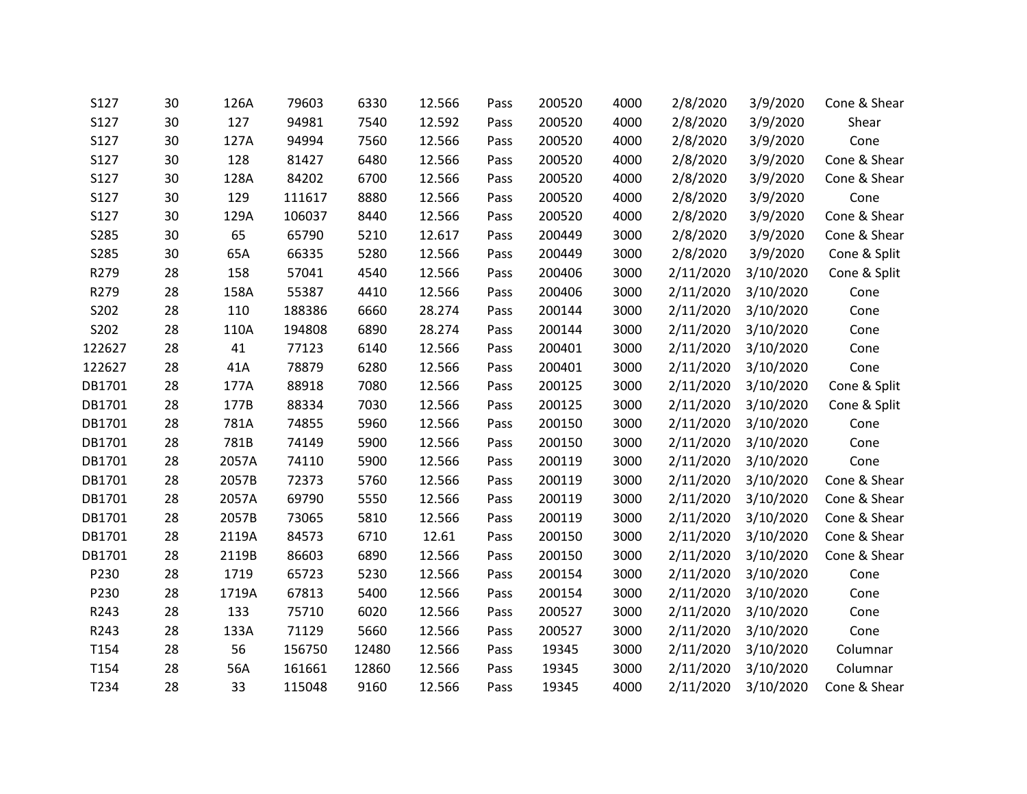| | | | | | | | | | | | |
|---|---|---|---|---|---|---|---|---|---|---|---|
| S127 | 30 | 126A | 79603 | 6330 | 12.566 | Pass | 200520 | 4000 | 2/8/2020 | 3/9/2020 | Cone & Shear |
| S127 | 30 | 127 | 94981 | 7540 | 12.592 | Pass | 200520 | 4000 | 2/8/2020 | 3/9/2020 | Shear |
| S127 | 30 | 127A | 94994 | 7560 | 12.566 | Pass | 200520 | 4000 | 2/8/2020 | 3/9/2020 | Cone |
| S127 | 30 | 128 | 81427 | 6480 | 12.566 | Pass | 200520 | 4000 | 2/8/2020 | 3/9/2020 | Cone & Shear |
| S127 | 30 | 128A | 84202 | 6700 | 12.566 | Pass | 200520 | 4000 | 2/8/2020 | 3/9/2020 | Cone & Shear |
| S127 | 30 | 129 | 111617 | 8880 | 12.566 | Pass | 200520 | 4000 | 2/8/2020 | 3/9/2020 | Cone |
| S127 | 30 | 129A | 106037 | 8440 | 12.566 | Pass | 200520 | 4000 | 2/8/2020 | 3/9/2020 | Cone & Shear |
| S285 | 30 | 65 | 65790 | 5210 | 12.617 | Pass | 200449 | 3000 | 2/8/2020 | 3/9/2020 | Cone & Shear |
| S285 | 30 | 65A | 66335 | 5280 | 12.566 | Pass | 200449 | 3000 | 2/8/2020 | 3/9/2020 | Cone & Split |
| R279 | 28 | 158 | 57041 | 4540 | 12.566 | Pass | 200406 | 3000 | 2/11/2020 | 3/10/2020 | Cone & Split |
| R279 | 28 | 158A | 55387 | 4410 | 12.566 | Pass | 200406 | 3000 | 2/11/2020 | 3/10/2020 | Cone |
| S202 | 28 | 110 | 188386 | 6660 | 28.274 | Pass | 200144 | 3000 | 2/11/2020 | 3/10/2020 | Cone |
| S202 | 28 | 110A | 194808 | 6890 | 28.274 | Pass | 200144 | 3000 | 2/11/2020 | 3/10/2020 | Cone |
| 122627 | 28 | 41 | 77123 | 6140 | 12.566 | Pass | 200401 | 3000 | 2/11/2020 | 3/10/2020 | Cone |
| 122627 | 28 | 41A | 78879 | 6280 | 12.566 | Pass | 200401 | 3000 | 2/11/2020 | 3/10/2020 | Cone |
| DB1701 | 28 | 177A | 88918 | 7080 | 12.566 | Pass | 200125 | 3000 | 2/11/2020 | 3/10/2020 | Cone & Split |
| DB1701 | 28 | 177B | 88334 | 7030 | 12.566 | Pass | 200125 | 3000 | 2/11/2020 | 3/10/2020 | Cone & Split |
| DB1701 | 28 | 781A | 74855 | 5960 | 12.566 | Pass | 200150 | 3000 | 2/11/2020 | 3/10/2020 | Cone |
| DB1701 | 28 | 781B | 74149 | 5900 | 12.566 | Pass | 200150 | 3000 | 2/11/2020 | 3/10/2020 | Cone |
| DB1701 | 28 | 2057A | 74110 | 5900 | 12.566 | Pass | 200119 | 3000 | 2/11/2020 | 3/10/2020 | Cone |
| DB1701 | 28 | 2057B | 72373 | 5760 | 12.566 | Pass | 200119 | 3000 | 2/11/2020 | 3/10/2020 | Cone & Shear |
| DB1701 | 28 | 2057A | 69790 | 5550 | 12.566 | Pass | 200119 | 3000 | 2/11/2020 | 3/10/2020 | Cone & Shear |
| DB1701 | 28 | 2057B | 73065 | 5810 | 12.566 | Pass | 200119 | 3000 | 2/11/2020 | 3/10/2020 | Cone & Shear |
| DB1701 | 28 | 2119A | 84573 | 6710 | 12.61 | Pass | 200150 | 3000 | 2/11/2020 | 3/10/2020 | Cone & Shear |
| DB1701 | 28 | 2119B | 86603 | 6890 | 12.566 | Pass | 200150 | 3000 | 2/11/2020 | 3/10/2020 | Cone & Shear |
| P230 | 28 | 1719 | 65723 | 5230 | 12.566 | Pass | 200154 | 3000 | 2/11/2020 | 3/10/2020 | Cone |
| P230 | 28 | 1719A | 67813 | 5400 | 12.566 | Pass | 200154 | 3000 | 2/11/2020 | 3/10/2020 | Cone |
| R243 | 28 | 133 | 75710 | 6020 | 12.566 | Pass | 200527 | 3000 | 2/11/2020 | 3/10/2020 | Cone |
| R243 | 28 | 133A | 71129 | 5660 | 12.566 | Pass | 200527 | 3000 | 2/11/2020 | 3/10/2020 | Cone |
| T154 | 28 | 56 | 156750 | 12480 | 12.566 | Pass | 19345 | 3000 | 2/11/2020 | 3/10/2020 | Columnar |
| T154 | 28 | 56A | 161661 | 12860 | 12.566 | Pass | 19345 | 3000 | 2/11/2020 | 3/10/2020 | Columnar |
| T234 | 28 | 33 | 115048 | 9160 | 12.566 | Pass | 19345 | 4000 | 2/11/2020 | 3/10/2020 | Cone & Shear |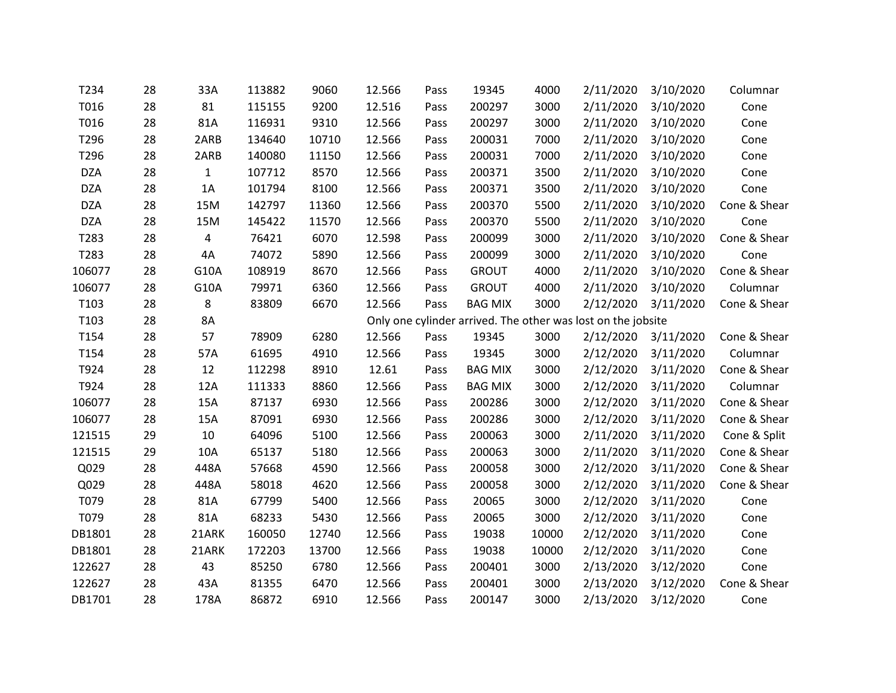| | | | | | | | | | | | |
|---|---|---|---|---|---|---|---|---|---|---|---|
| T234 | 28 | 33A | 113882 | 9060 | 12.566 | Pass | 19345 | 4000 | 2/11/2020 | 3/10/2020 | Columnar |
| T016 | 28 | 81 | 115155 | 9200 | 12.516 | Pass | 200297 | 3000 | 2/11/2020 | 3/10/2020 | Cone |
| T016 | 28 | 81A | 116931 | 9310 | 12.566 | Pass | 200297 | 3000 | 2/11/2020 | 3/10/2020 | Cone |
| T296 | 28 | 2ARB | 134640 | 10710 | 12.566 | Pass | 200031 | 7000 | 2/11/2020 | 3/10/2020 | Cone |
| T296 | 28 | 2ARB | 140080 | 11150 | 12.566 | Pass | 200031 | 7000 | 2/11/2020 | 3/10/2020 | Cone |
| DZA | 28 | 1 | 107712 | 8570 | 12.566 | Pass | 200371 | 3500 | 2/11/2020 | 3/10/2020 | Cone |
| DZA | 28 | 1A | 101794 | 8100 | 12.566 | Pass | 200371 | 3500 | 2/11/2020 | 3/10/2020 | Cone |
| DZA | 28 | 15M | 142797 | 11360 | 12.566 | Pass | 200370 | 5500 | 2/11/2020 | 3/10/2020 | Cone & Shear |
| DZA | 28 | 15M | 145422 | 11570 | 12.566 | Pass | 200370 | 5500 | 2/11/2020 | 3/10/2020 | Cone |
| T283 | 28 | 4 | 76421 | 6070 | 12.598 | Pass | 200099 | 3000 | 2/11/2020 | 3/10/2020 | Cone & Shear |
| T283 | 28 | 4A | 74072 | 5890 | 12.566 | Pass | 200099 | 3000 | 2/11/2020 | 3/10/2020 | Cone |
| 106077 | 28 | G10A | 108919 | 8670 | 12.566 | Pass | GROUT | 4000 | 2/11/2020 | 3/10/2020 | Cone & Shear |
| 106077 | 28 | G10A | 79971 | 6360 | 12.566 | Pass | GROUT | 4000 | 2/11/2020 | 3/10/2020 | Columnar |
| T103 | 28 | 8 | 83809 | 6670 | 12.566 | Pass | BAG MIX | 3000 | 2/12/2020 | 3/11/2020 | Cone & Shear |
| T103 | 28 | 8A | | | Only one cylinder arrived. The other was lost on the jobsite | | | | | | |
| T154 | 28 | 57 | 78909 | 6280 | 12.566 | Pass | 19345 | 3000 | 2/12/2020 | 3/11/2020 | Cone & Shear |
| T154 | 28 | 57A | 61695 | 4910 | 12.566 | Pass | 19345 | 3000 | 2/12/2020 | 3/11/2020 | Columnar |
| T924 | 28 | 12 | 112298 | 8910 | 12.61 | Pass | BAG MIX | 3000 | 2/12/2020 | 3/11/2020 | Cone & Shear |
| T924 | 28 | 12A | 111333 | 8860 | 12.566 | Pass | BAG MIX | 3000 | 2/12/2020 | 3/11/2020 | Columnar |
| 106077 | 28 | 15A | 87137 | 6930 | 12.566 | Pass | 200286 | 3000 | 2/12/2020 | 3/11/2020 | Cone & Shear |
| 106077 | 28 | 15A | 87091 | 6930 | 12.566 | Pass | 200286 | 3000 | 2/12/2020 | 3/11/2020 | Cone & Shear |
| 121515 | 29 | 10 | 64096 | 5100 | 12.566 | Pass | 200063 | 3000 | 2/11/2020 | 3/11/2020 | Cone & Split |
| 121515 | 29 | 10A | 65137 | 5180 | 12.566 | Pass | 200063 | 3000 | 2/11/2020 | 3/11/2020 | Cone & Shear |
| Q029 | 28 | 448A | 57668 | 4590 | 12.566 | Pass | 200058 | 3000 | 2/12/2020 | 3/11/2020 | Cone & Shear |
| Q029 | 28 | 448A | 58018 | 4620 | 12.566 | Pass | 200058 | 3000 | 2/12/2020 | 3/11/2020 | Cone & Shear |
| T079 | 28 | 81A | 67799 | 5400 | 12.566 | Pass | 20065 | 3000 | 2/12/2020 | 3/11/2020 | Cone |
| T079 | 28 | 81A | 68233 | 5430 | 12.566 | Pass | 20065 | 3000 | 2/12/2020 | 3/11/2020 | Cone |
| DB1801 | 28 | 21ARK | 160050 | 12740 | 12.566 | Pass | 19038 | 10000 | 2/12/2020 | 3/11/2020 | Cone |
| DB1801 | 28 | 21ARK | 172203 | 13700 | 12.566 | Pass | 19038 | 10000 | 2/12/2020 | 3/11/2020 | Cone |
| 122627 | 28 | 43 | 85250 | 6780 | 12.566 | Pass | 200401 | 3000 | 2/13/2020 | 3/12/2020 | Cone |
| 122627 | 28 | 43A | 81355 | 6470 | 12.566 | Pass | 200401 | 3000 | 2/13/2020 | 3/12/2020 | Cone & Shear |
| DB1701 | 28 | 178A | 86872 | 6910 | 12.566 | Pass | 200147 | 3000 | 2/13/2020 | 3/12/2020 | Cone |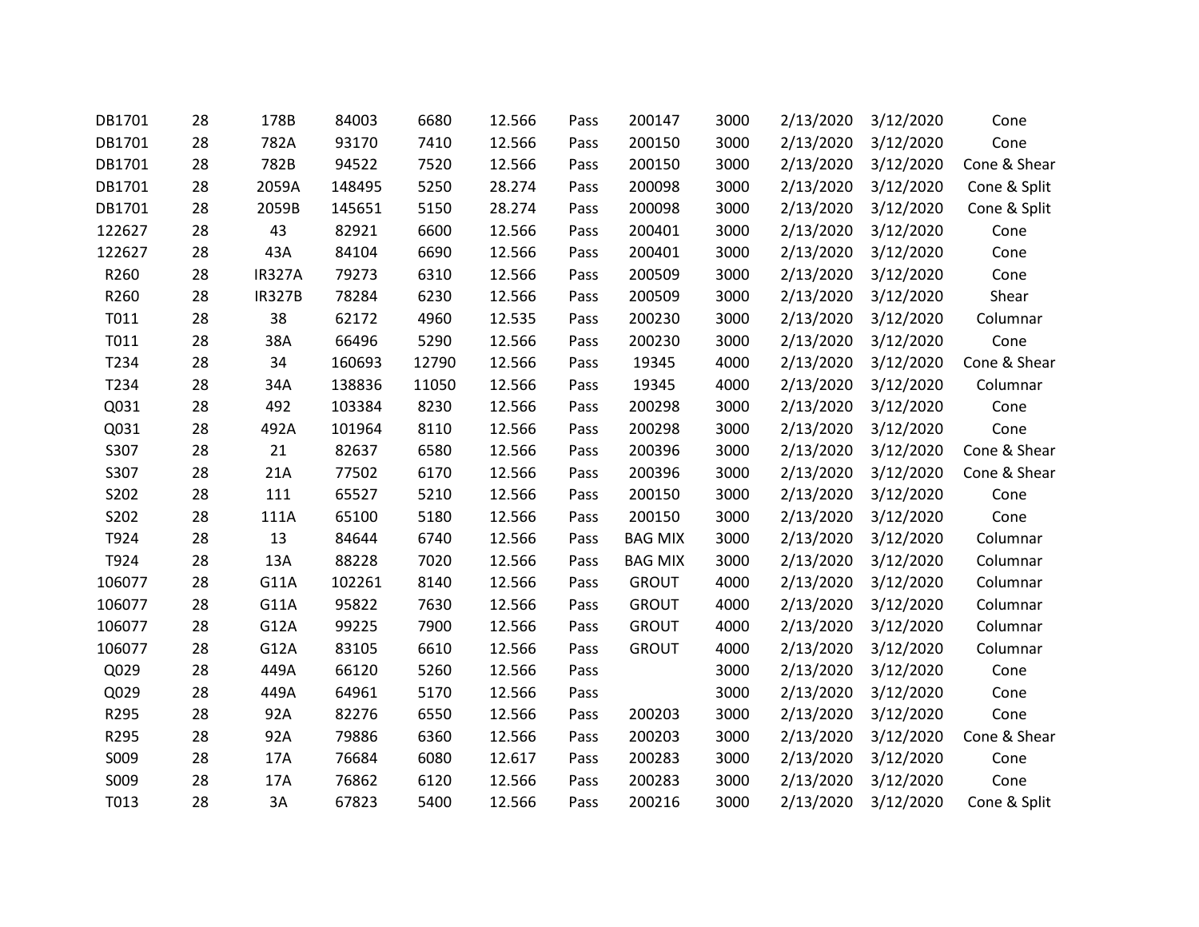| | | | | | | | | | | | |
|---|---|---|---|---|---|---|---|---|---|---|---|
| DB1701 | 28 | 178B | 84003 | 6680 | 12.566 | Pass | 200147 | 3000 | 2/13/2020 | 3/12/2020 | Cone |
| DB1701 | 28 | 782A | 93170 | 7410 | 12.566 | Pass | 200150 | 3000 | 2/13/2020 | 3/12/2020 | Cone |
| DB1701 | 28 | 782B | 94522 | 7520 | 12.566 | Pass | 200150 | 3000 | 2/13/2020 | 3/12/2020 | Cone & Shear |
| DB1701 | 28 | 2059A | 148495 | 5250 | 28.274 | Pass | 200098 | 3000 | 2/13/2020 | 3/12/2020 | Cone & Split |
| DB1701 | 28 | 2059B | 145651 | 5150 | 28.274 | Pass | 200098 | 3000 | 2/13/2020 | 3/12/2020 | Cone & Split |
| 122627 | 28 | 43 | 82921 | 6600 | 12.566 | Pass | 200401 | 3000 | 2/13/2020 | 3/12/2020 | Cone |
| 122627 | 28 | 43A | 84104 | 6690 | 12.566 | Pass | 200401 | 3000 | 2/13/2020 | 3/12/2020 | Cone |
| R260 | 28 | IR327A | 79273 | 6310 | 12.566 | Pass | 200509 | 3000 | 2/13/2020 | 3/12/2020 | Cone |
| R260 | 28 | IR327B | 78284 | 6230 | 12.566 | Pass | 200509 | 3000 | 2/13/2020 | 3/12/2020 | Shear |
| T011 | 28 | 38 | 62172 | 4960 | 12.535 | Pass | 200230 | 3000 | 2/13/2020 | 3/12/2020 | Columnar |
| T011 | 28 | 38A | 66496 | 5290 | 12.566 | Pass | 200230 | 3000 | 2/13/2020 | 3/12/2020 | Cone |
| T234 | 28 | 34 | 160693 | 12790 | 12.566 | Pass | 19345 | 4000 | 2/13/2020 | 3/12/2020 | Cone & Shear |
| T234 | 28 | 34A | 138836 | 11050 | 12.566 | Pass | 19345 | 4000 | 2/13/2020 | 3/12/2020 | Columnar |
| Q031 | 28 | 492 | 103384 | 8230 | 12.566 | Pass | 200298 | 3000 | 2/13/2020 | 3/12/2020 | Cone |
| Q031 | 28 | 492A | 101964 | 8110 | 12.566 | Pass | 200298 | 3000 | 2/13/2020 | 3/12/2020 | Cone |
| S307 | 28 | 21 | 82637 | 6580 | 12.566 | Pass | 200396 | 3000 | 2/13/2020 | 3/12/2020 | Cone & Shear |
| S307 | 28 | 21A | 77502 | 6170 | 12.566 | Pass | 200396 | 3000 | 2/13/2020 | 3/12/2020 | Cone & Shear |
| S202 | 28 | 111 | 65527 | 5210 | 12.566 | Pass | 200150 | 3000 | 2/13/2020 | 3/12/2020 | Cone |
| S202 | 28 | 111A | 65100 | 5180 | 12.566 | Pass | 200150 | 3000 | 2/13/2020 | 3/12/2020 | Cone |
| T924 | 28 | 13 | 84644 | 6740 | 12.566 | Pass | BAG MIX | 3000 | 2/13/2020 | 3/12/2020 | Columnar |
| T924 | 28 | 13A | 88228 | 7020 | 12.566 | Pass | BAG MIX | 3000 | 2/13/2020 | 3/12/2020 | Columnar |
| 106077 | 28 | G11A | 102261 | 8140 | 12.566 | Pass | GROUT | 4000 | 2/13/2020 | 3/12/2020 | Columnar |
| 106077 | 28 | G11A | 95822 | 7630 | 12.566 | Pass | GROUT | 4000 | 2/13/2020 | 3/12/2020 | Columnar |
| 106077 | 28 | G12A | 99225 | 7900 | 12.566 | Pass | GROUT | 4000 | 2/13/2020 | 3/12/2020 | Columnar |
| 106077 | 28 | G12A | 83105 | 6610 | 12.566 | Pass | GROUT | 4000 | 2/13/2020 | 3/12/2020 | Columnar |
| Q029 | 28 | 449A | 66120 | 5260 | 12.566 | Pass | | 3000 | 2/13/2020 | 3/12/2020 | Cone |
| Q029 | 28 | 449A | 64961 | 5170 | 12.566 | Pass | | 3000 | 2/13/2020 | 3/12/2020 | Cone |
| R295 | 28 | 92A | 82276 | 6550 | 12.566 | Pass | 200203 | 3000 | 2/13/2020 | 3/12/2020 | Cone |
| R295 | 28 | 92A | 79886 | 6360 | 12.566 | Pass | 200203 | 3000 | 2/13/2020 | 3/12/2020 | Cone & Shear |
| S009 | 28 | 17A | 76684 | 6080 | 12.617 | Pass | 200283 | 3000 | 2/13/2020 | 3/12/2020 | Cone |
| S009 | 28 | 17A | 76862 | 6120 | 12.566 | Pass | 200283 | 3000 | 2/13/2020 | 3/12/2020 | Cone |
| T013 | 28 | 3A | 67823 | 5400 | 12.566 | Pass | 200216 | 3000 | 2/13/2020 | 3/12/2020 | Cone & Split |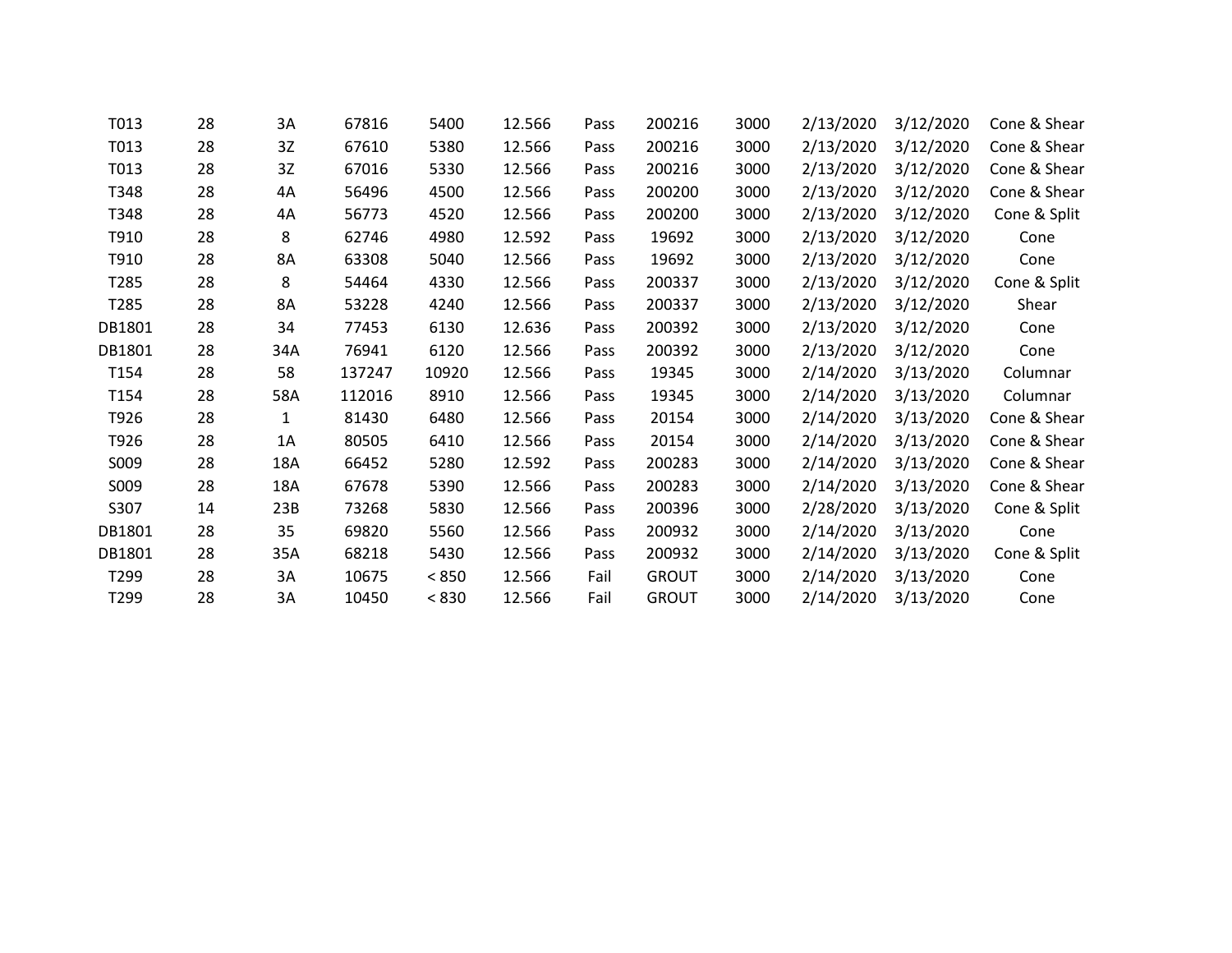| | | | | | | | | | | | |
|---|---|---|---|---|---|---|---|---|---|---|---|
| T013 | 28 | 3A | 67816 | 5400 | 12.566 | Pass | 200216 | 3000 | 2/13/2020 | 3/12/2020 | Cone & Shear |
| T013 | 28 | 3Z | 67610 | 5380 | 12.566 | Pass | 200216 | 3000 | 2/13/2020 | 3/12/2020 | Cone & Shear |
| T013 | 28 | 3Z | 67016 | 5330 | 12.566 | Pass | 200216 | 3000 | 2/13/2020 | 3/12/2020 | Cone & Shear |
| T348 | 28 | 4A | 56496 | 4500 | 12.566 | Pass | 200200 | 3000 | 2/13/2020 | 3/12/2020 | Cone & Shear |
| T348 | 28 | 4A | 56773 | 4520 | 12.566 | Pass | 200200 | 3000 | 2/13/2020 | 3/12/2020 | Cone & Split |
| T910 | 28 | 8 | 62746 | 4980 | 12.592 | Pass | 19692 | 3000 | 2/13/2020 | 3/12/2020 | Cone |
| T910 | 28 | 8A | 63308 | 5040 | 12.566 | Pass | 19692 | 3000 | 2/13/2020 | 3/12/2020 | Cone |
| T285 | 28 | 8 | 54464 | 4330 | 12.566 | Pass | 200337 | 3000 | 2/13/2020 | 3/12/2020 | Cone & Split |
| T285 | 28 | 8A | 53228 | 4240 | 12.566 | Pass | 200337 | 3000 | 2/13/2020 | 3/12/2020 | Shear |
| DB1801 | 28 | 34 | 77453 | 6130 | 12.636 | Pass | 200392 | 3000 | 2/13/2020 | 3/12/2020 | Cone |
| DB1801 | 28 | 34A | 76941 | 6120 | 12.566 | Pass | 200392 | 3000 | 2/13/2020 | 3/12/2020 | Cone |
| T154 | 28 | 58 | 137247 | 10920 | 12.566 | Pass | 19345 | 3000 | 2/14/2020 | 3/13/2020 | Columnar |
| T154 | 28 | 58A | 112016 | 8910 | 12.566 | Pass | 19345 | 3000 | 2/14/2020 | 3/13/2020 | Columnar |
| T926 | 28 | 1 | 81430 | 6480 | 12.566 | Pass | 20154 | 3000 | 2/14/2020 | 3/13/2020 | Cone & Shear |
| T926 | 28 | 1A | 80505 | 6410 | 12.566 | Pass | 20154 | 3000 | 2/14/2020 | 3/13/2020 | Cone & Shear |
| S009 | 28 | 18A | 66452 | 5280 | 12.592 | Pass | 200283 | 3000 | 2/14/2020 | 3/13/2020 | Cone & Shear |
| S009 | 28 | 18A | 67678 | 5390 | 12.566 | Pass | 200283 | 3000 | 2/14/2020 | 3/13/2020 | Cone & Shear |
| S307 | 14 | 23B | 73268 | 5830 | 12.566 | Pass | 200396 | 3000 | 2/28/2020 | 3/13/2020 | Cone & Split |
| DB1801 | 28 | 35 | 69820 | 5560 | 12.566 | Pass | 200932 | 3000 | 2/14/2020 | 3/13/2020 | Cone |
| DB1801 | 28 | 35A | 68218 | 5430 | 12.566 | Pass | 200932 | 3000 | 2/14/2020 | 3/13/2020 | Cone & Split |
| T299 | 28 | 3A | 10675 | < 850 | 12.566 | Fail | GROUT | 3000 | 2/14/2020 | 3/13/2020 | Cone |
| T299 | 28 | 3A | 10450 | < 830 | 12.566 | Fail | GROUT | 3000 | 2/14/2020 | 3/13/2020 | Cone |